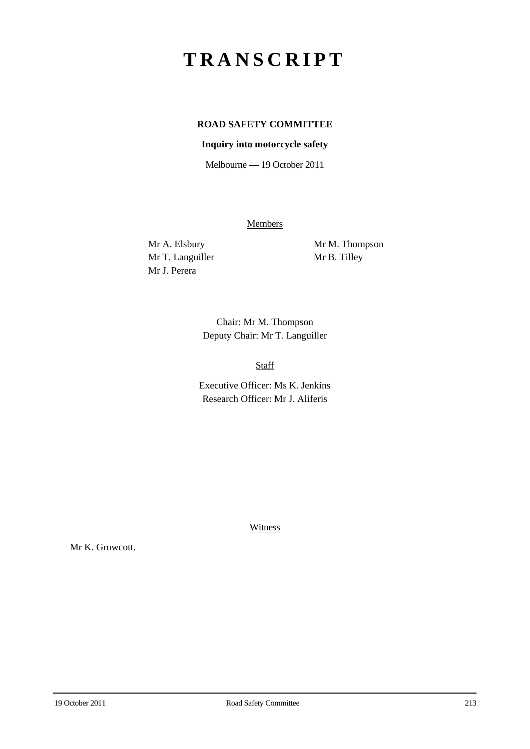# TRANSCRIPT

**ROAD SAFETY COMMITTEE**

**Inquiry into motorcycle safety**

Melbourne — 19 October 2011

Members

Mr A. Elsbury
Mr T. Languiller
Mr J. Perera
Mr M. Thompson
Mr B. Tilley

Chair: Mr M. Thompson
Deputy Chair: Mr T. Languiller

Staff

Executive Officer: Ms K. Jenkins
Research Officer: Mr J. Aliferis

Witness

Mr K. Growcott.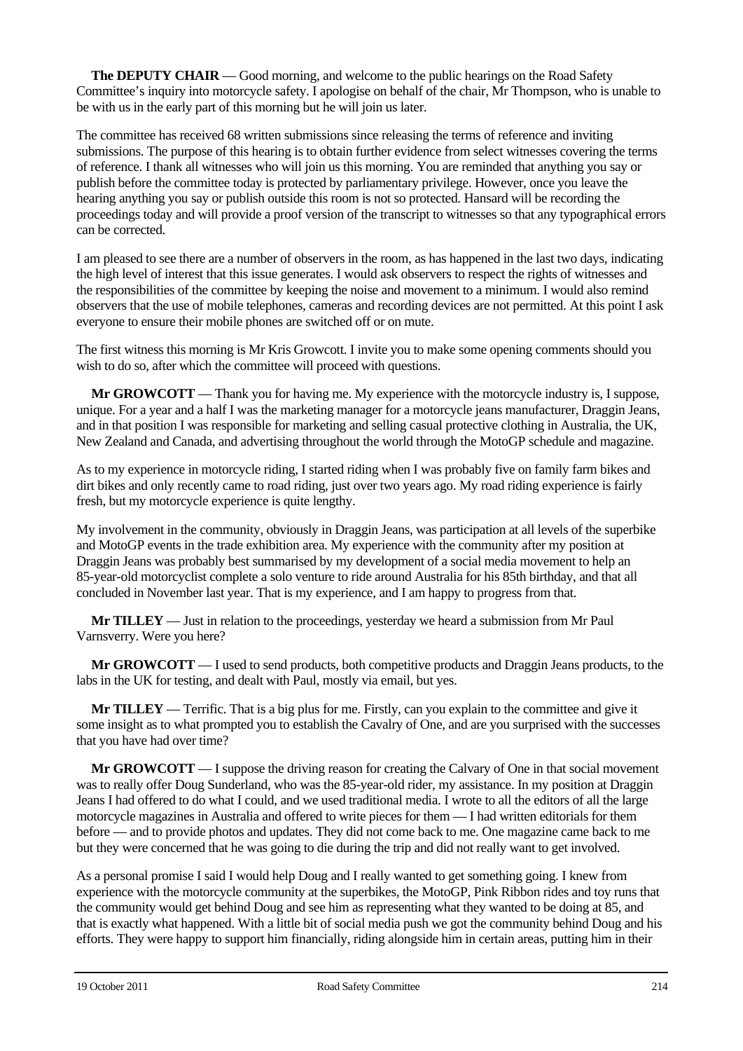**The DEPUTY CHAIR** — Good morning, and welcome to the public hearings on the Road Safety Committee's inquiry into motorcycle safety. I apologise on behalf of the chair, Mr Thompson, who is unable to be with us in the early part of this morning but he will join us later.

The committee has received 68 written submissions since releasing the terms of reference and inviting submissions. The purpose of this hearing is to obtain further evidence from select witnesses covering the terms of reference. I thank all witnesses who will join us this morning. You are reminded that anything you say or publish before the committee today is protected by parliamentary privilege. However, once you leave the hearing anything you say or publish outside this room is not so protected. Hansard will be recording the proceedings today and will provide a proof version of the transcript to witnesses so that any typographical errors can be corrected.

I am pleased to see there are a number of observers in the room, as has happened in the last two days, indicating the high level of interest that this issue generates. I would ask observers to respect the rights of witnesses and the responsibilities of the committee by keeping the noise and movement to a minimum. I would also remind observers that the use of mobile telephones, cameras and recording devices are not permitted. At this point I ask everyone to ensure their mobile phones are switched off or on mute.

The first witness this morning is Mr Kris Growcott. I invite you to make some opening comments should you wish to do so, after which the committee will proceed with questions.

**Mr GROWCOTT** — Thank you for having me. My experience with the motorcycle industry is, I suppose, unique. For a year and a half I was the marketing manager for a motorcycle jeans manufacturer, Draggin Jeans, and in that position I was responsible for marketing and selling casual protective clothing in Australia, the UK, New Zealand and Canada, and advertising throughout the world through the MotoGP schedule and magazine.

As to my experience in motorcycle riding, I started riding when I was probably five on family farm bikes and dirt bikes and only recently came to road riding, just over two years ago. My road riding experience is fairly fresh, but my motorcycle experience is quite lengthy.

My involvement in the community, obviously in Draggin Jeans, was participation at all levels of the superbike and MotoGP events in the trade exhibition area. My experience with the community after my position at Draggin Jeans was probably best summarised by my development of a social media movement to help an 85-year-old motorcyclist complete a solo venture to ride around Australia for his 85th birthday, and that all concluded in November last year. That is my experience, and I am happy to progress from that.

**Mr TILLEY** — Just in relation to the proceedings, yesterday we heard a submission from Mr Paul Varnsverry. Were you here?

**Mr GROWCOTT** — I used to send products, both competitive products and Draggin Jeans products, to the labs in the UK for testing, and dealt with Paul, mostly via email, but yes.

**Mr TILLEY** — Terrific. That is a big plus for me. Firstly, can you explain to the committee and give it some insight as to what prompted you to establish the Cavalry of One, and are you surprised with the successes that you have had over time?

**Mr GROWCOTT** — I suppose the driving reason for creating the Calvary of One in that social movement was to really offer Doug Sunderland, who was the 85-year-old rider, my assistance. In my position at Draggin Jeans I had offered to do what I could, and we used traditional media. I wrote to all the editors of all the large motorcycle magazines in Australia and offered to write pieces for them — I had written editorials for them before — and to provide photos and updates. They did not come back to me. One magazine came back to me but they were concerned that he was going to die during the trip and did not really want to get involved.

As a personal promise I said I would help Doug and I really wanted to get something going. I knew from experience with the motorcycle community at the superbikes, the MotoGP, Pink Ribbon rides and toy runs that the community would get behind Doug and see him as representing what they wanted to be doing at 85, and that is exactly what happened. With a little bit of social media push we got the community behind Doug and his efforts. They were happy to support him financially, riding alongside him in certain areas, putting him in their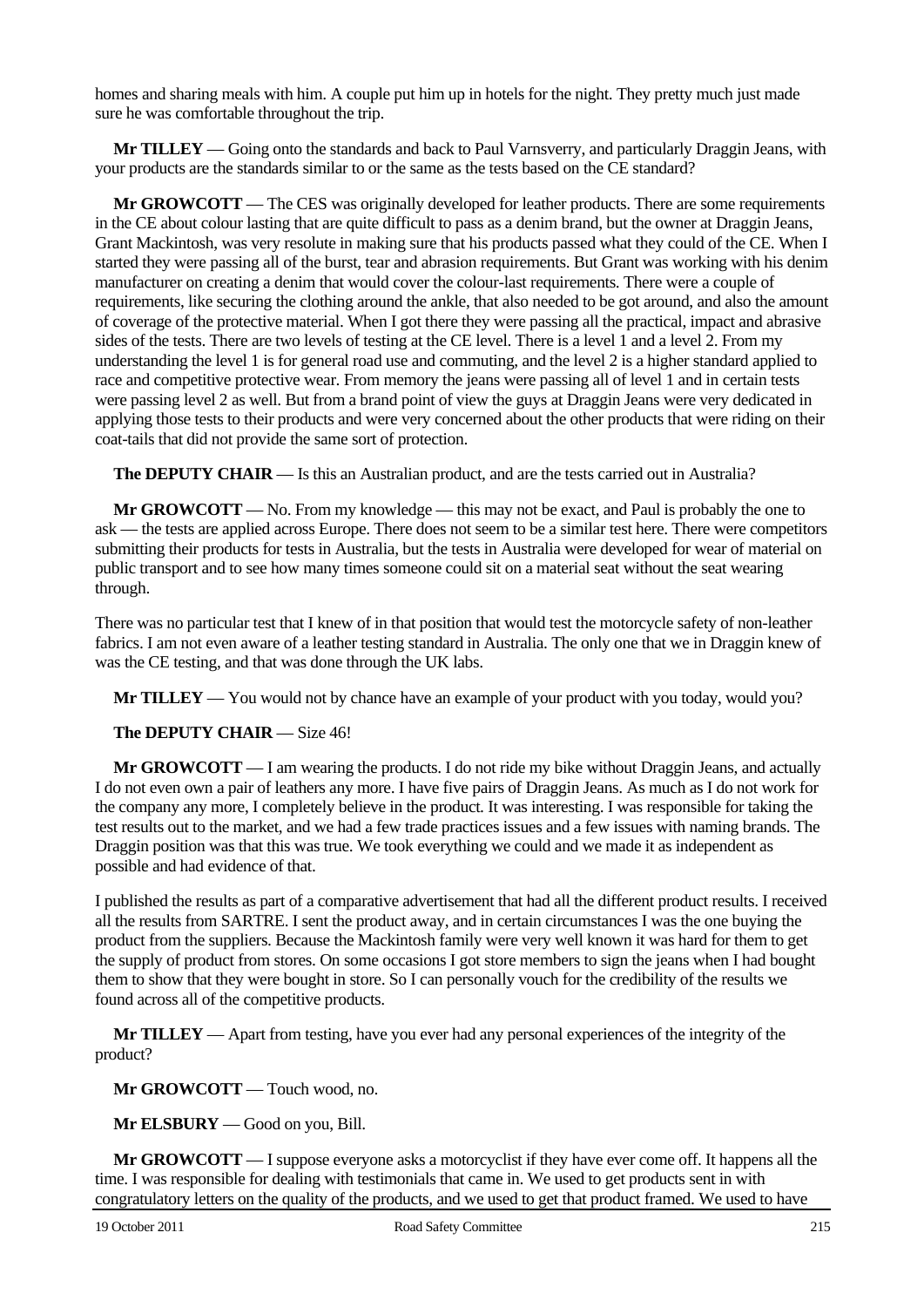homes and sharing meals with him. A couple put him up in hotels for the night. They pretty much just made sure he was comfortable throughout the trip.

**Mr TILLEY** — Going onto the standards and back to Paul Varnsverry, and particularly Draggin Jeans, with your products are the standards similar to or the same as the tests based on the CE standard?

**Mr GROWCOTT** — The CES was originally developed for leather products. There are some requirements in the CE about colour lasting that are quite difficult to pass as a denim brand, but the owner at Draggin Jeans, Grant Mackintosh, was very resolute in making sure that his products passed what they could of the CE. When I started they were passing all of the burst, tear and abrasion requirements. But Grant was working with his denim manufacturer on creating a denim that would cover the colour-last requirements. There were a couple of requirements, like securing the clothing around the ankle, that also needed to be got around, and also the amount of coverage of the protective material. When I got there they were passing all the practical, impact and abrasive sides of the tests. There are two levels of testing at the CE level. There is a level 1 and a level 2. From my understanding the level 1 is for general road use and commuting, and the level 2 is a higher standard applied to race and competitive protective wear. From memory the jeans were passing all of level 1 and in certain tests were passing level 2 as well. But from a brand point of view the guys at Draggin Jeans were very dedicated in applying those tests to their products and were very concerned about the other products that were riding on their coat-tails that did not provide the same sort of protection.

**The DEPUTY CHAIR** — Is this an Australian product, and are the tests carried out in Australia?

**Mr GROWCOTT** — No. From my knowledge — this may not be exact, and Paul is probably the one to ask — the tests are applied across Europe. There does not seem to be a similar test here. There were competitors submitting their products for tests in Australia, but the tests in Australia were developed for wear of material on public transport and to see how many times someone could sit on a material seat without the seat wearing through.

There was no particular test that I knew of in that position that would test the motorcycle safety of non-leather fabrics. I am not even aware of a leather testing standard in Australia. The only one that we in Draggin knew of was the CE testing, and that was done through the UK labs.

**Mr TILLEY** — You would not by chance have an example of your product with you today, would you?

**The DEPUTY CHAIR** — Size 46!

**Mr GROWCOTT** — I am wearing the products. I do not ride my bike without Draggin Jeans, and actually I do not even own a pair of leathers any more. I have five pairs of Draggin Jeans. As much as I do not work for the company any more, I completely believe in the product. It was interesting. I was responsible for taking the test results out to the market, and we had a few trade practices issues and a few issues with naming brands. The Draggin position was that this was true. We took everything we could and we made it as independent as possible and had evidence of that.

I published the results as part of a comparative advertisement that had all the different product results. I received all the results from SARTRE. I sent the product away, and in certain circumstances I was the one buying the product from the suppliers. Because the Mackintosh family were very well known it was hard for them to get the supply of product from stores. On some occasions I got store members to sign the jeans when I had bought them to show that they were bought in store. So I can personally vouch for the credibility of the results we found across all of the competitive products.

**Mr TILLEY** — Apart from testing, have you ever had any personal experiences of the integrity of the product?

**Mr GROWCOTT** — Touch wood, no.

**Mr ELSBURY** — Good on you, Bill.

**Mr GROWCOTT** — I suppose everyone asks a motorcyclist if they have ever come off. It happens all the time. I was responsible for dealing with testimonials that came in. We used to get products sent in with congratulatory letters on the quality of the products, and we used to get that product framed. We used to have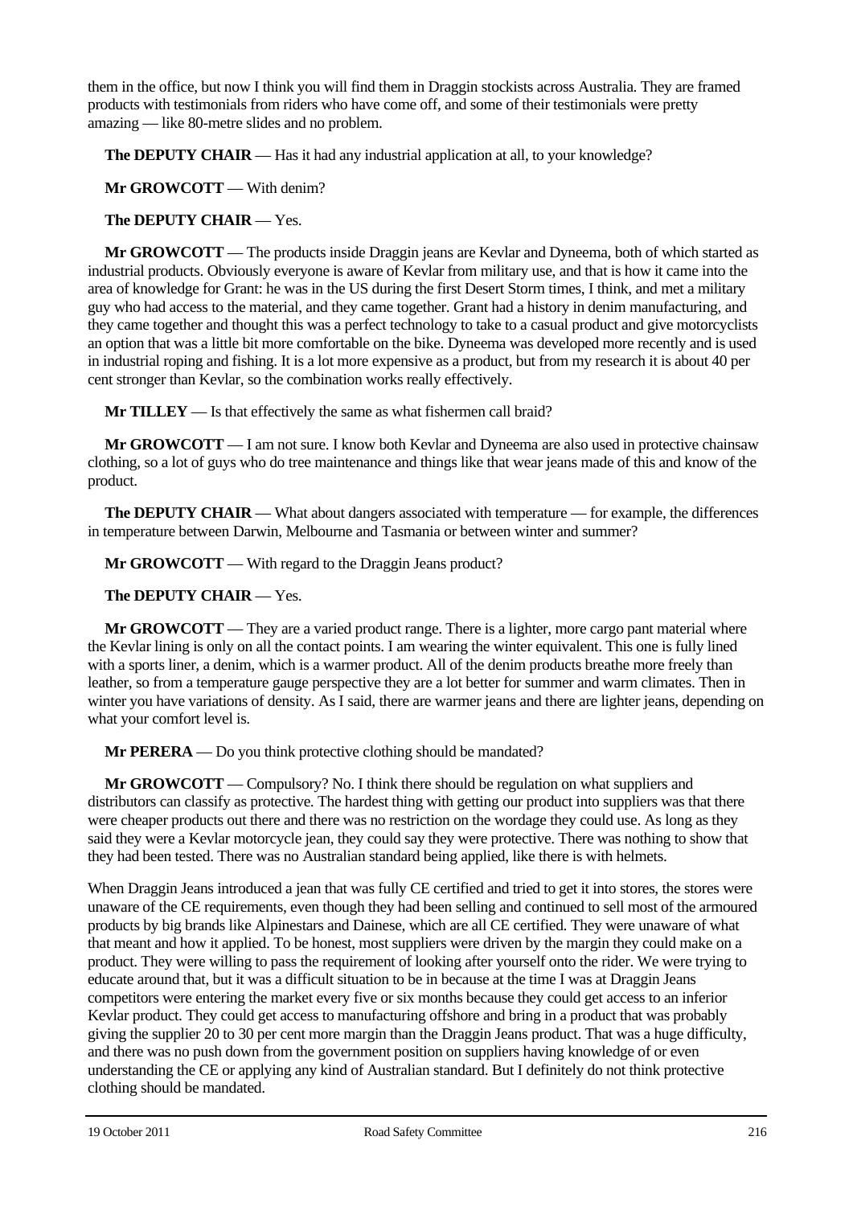them in the office, but now I think you will find them in Draggin stockists across Australia. They are framed products with testimonials from riders who have come off, and some of their testimonials were pretty amazing — like 80-metre slides and no problem.

**The DEPUTY CHAIR** — Has it had any industrial application at all, to your knowledge?

**Mr GROWCOTT** — With denim?

**The DEPUTY CHAIR** — Yes.

**Mr GROWCOTT** — The products inside Draggin jeans are Kevlar and Dyneema, both of which started as industrial products. Obviously everyone is aware of Kevlar from military use, and that is how it came into the area of knowledge for Grant: he was in the US during the first Desert Storm times, I think, and met a military guy who had access to the material, and they came together. Grant had a history in denim manufacturing, and they came together and thought this was a perfect technology to take to a casual product and give motorcyclists an option that was a little bit more comfortable on the bike. Dyneema was developed more recently and is used in industrial roping and fishing. It is a lot more expensive as a product, but from my research it is about 40 per cent stronger than Kevlar, so the combination works really effectively.

**Mr TILLEY** — Is that effectively the same as what fishermen call braid?

**Mr GROWCOTT** — I am not sure. I know both Kevlar and Dyneema are also used in protective chainsaw clothing, so a lot of guys who do tree maintenance and things like that wear jeans made of this and know of the product.

**The DEPUTY CHAIR** — What about dangers associated with temperature — for example, the differences in temperature between Darwin, Melbourne and Tasmania or between winter and summer?

**Mr GROWCOTT** — With regard to the Draggin Jeans product?

**The DEPUTY CHAIR** — Yes.

**Mr GROWCOTT** — They are a varied product range. There is a lighter, more cargo pant material where the Kevlar lining is only on all the contact points. I am wearing the winter equivalent. This one is fully lined with a sports liner, a denim, which is a warmer product. All of the denim products breathe more freely than leather, so from a temperature gauge perspective they are a lot better for summer and warm climates. Then in winter you have variations of density. As I said, there are warmer jeans and there are lighter jeans, depending on what your comfort level is.

**Mr PERERA** — Do you think protective clothing should be mandated?

**Mr GROWCOTT** — Compulsory? No. I think there should be regulation on what suppliers and distributors can classify as protective. The hardest thing with getting our product into suppliers was that there were cheaper products out there and there was no restriction on the wordage they could use. As long as they said they were a Kevlar motorcycle jean, they could say they were protective. There was nothing to show that they had been tested. There was no Australian standard being applied, like there is with helmets.

When Draggin Jeans introduced a jean that was fully CE certified and tried to get it into stores, the stores were unaware of the CE requirements, even though they had been selling and continued to sell most of the armoured products by big brands like Alpinestars and Dainese, which are all CE certified. They were unaware of what that meant and how it applied. To be honest, most suppliers were driven by the margin they could make on a product. They were willing to pass the requirement of looking after yourself onto the rider. We were trying to educate around that, but it was a difficult situation to be in because at the time I was at Draggin Jeans competitors were entering the market every five or six months because they could get access to an inferior Kevlar product. They could get access to manufacturing offshore and bring in a product that was probably giving the supplier 20 to 30 per cent more margin than the Draggin Jeans product. That was a huge difficulty, and there was no push down from the government position on suppliers having knowledge of or even understanding the CE or applying any kind of Australian standard. But I definitely do not think protective clothing should be mandated.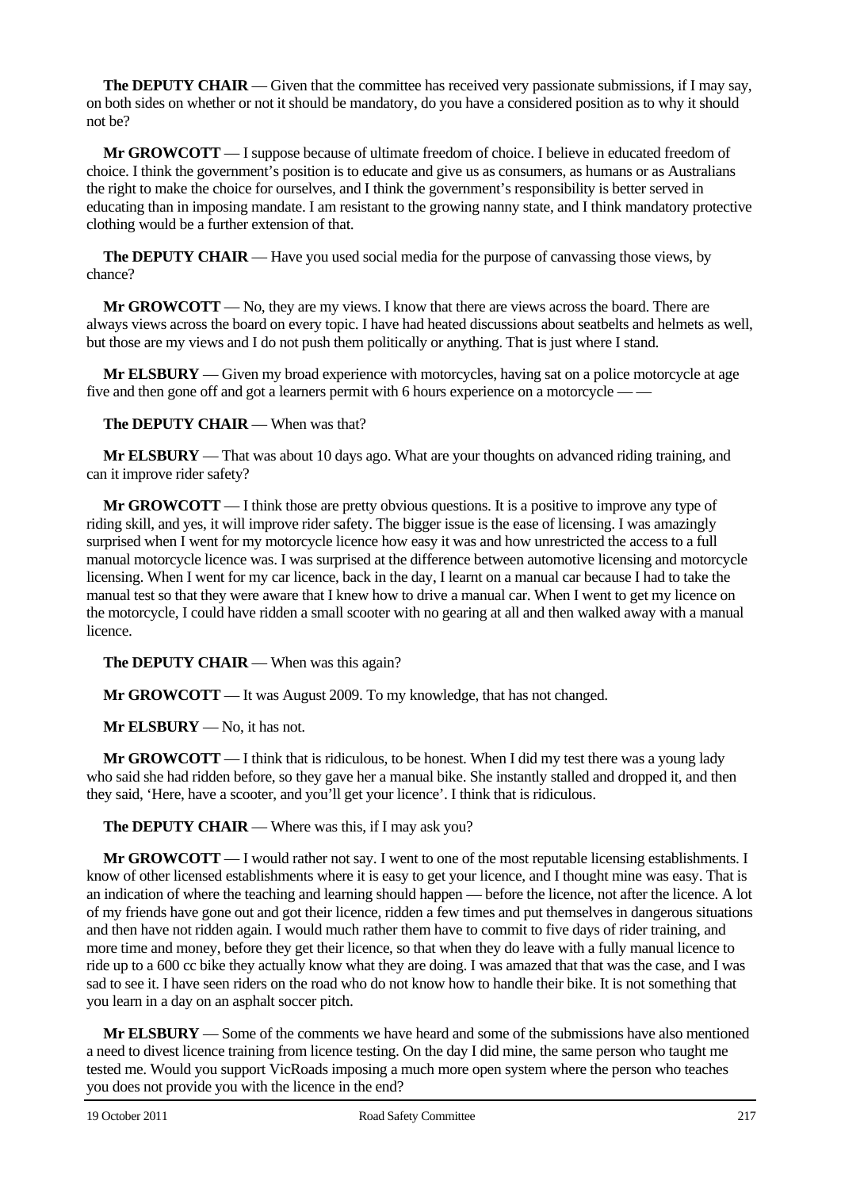**The DEPUTY CHAIR** — Given that the committee has received very passionate submissions, if I may say, on both sides on whether or not it should be mandatory, do you have a considered position as to why it should not be?

**Mr GROWCOTT** — I suppose because of ultimate freedom of choice. I believe in educated freedom of choice. I think the government's position is to educate and give us as consumers, as humans or as Australians the right to make the choice for ourselves, and I think the government's responsibility is better served in educating than in imposing mandate. I am resistant to the growing nanny state, and I think mandatory protective clothing would be a further extension of that.

**The DEPUTY CHAIR** — Have you used social media for the purpose of canvassing those views, by chance?

**Mr GROWCOTT** — No, they are my views. I know that there are views across the board. There are always views across the board on every topic. I have had heated discussions about seatbelts and helmets as well, but those are my views and I do not push them politically or anything. That is just where I stand.

**Mr ELSBURY** — Given my broad experience with motorcycles, having sat on a police motorcycle at age five and then gone off and got a learners permit with 6 hours experience on a motorcycle — —

**The DEPUTY CHAIR** — When was that?

**Mr ELSBURY** — That was about 10 days ago. What are your thoughts on advanced riding training, and can it improve rider safety?

**Mr GROWCOTT** — I think those are pretty obvious questions. It is a positive to improve any type of riding skill, and yes, it will improve rider safety. The bigger issue is the ease of licensing. I was amazingly surprised when I went for my motorcycle licence how easy it was and how unrestricted the access to a full manual motorcycle licence was. I was surprised at the difference between automotive licensing and motorcycle licensing. When I went for my car licence, back in the day, I learnt on a manual car because I had to take the manual test so that they were aware that I knew how to drive a manual car. When I went to get my licence on the motorcycle, I could have ridden a small scooter with no gearing at all and then walked away with a manual licence.

**The DEPUTY CHAIR** — When was this again?

**Mr GROWCOTT** — It was August 2009. To my knowledge, that has not changed.

**Mr ELSBURY** — No, it has not.

**Mr GROWCOTT** — I think that is ridiculous, to be honest. When I did my test there was a young lady who said she had ridden before, so they gave her a manual bike. She instantly stalled and dropped it, and then they said, 'Here, have a scooter, and you'll get your licence'. I think that is ridiculous.

**The DEPUTY CHAIR** — Where was this, if I may ask you?

**Mr GROWCOTT** — I would rather not say. I went to one of the most reputable licensing establishments. I know of other licensed establishments where it is easy to get your licence, and I thought mine was easy. That is an indication of where the teaching and learning should happen — before the licence, not after the licence. A lot of my friends have gone out and got their licence, ridden a few times and put themselves in dangerous situations and then have not ridden again. I would much rather them have to commit to five days of rider training, and more time and money, before they get their licence, so that when they do leave with a fully manual licence to ride up to a 600 cc bike they actually know what they are doing. I was amazed that that was the case, and I was sad to see it. I have seen riders on the road who do not know how to handle their bike. It is not something that you learn in a day on an asphalt soccer pitch.

**Mr ELSBURY** — Some of the comments we have heard and some of the submissions have also mentioned a need to divest licence training from licence testing. On the day I did mine, the same person who taught me tested me. Would you support VicRoads imposing a much more open system where the person who teaches you does not provide you with the licence in the end?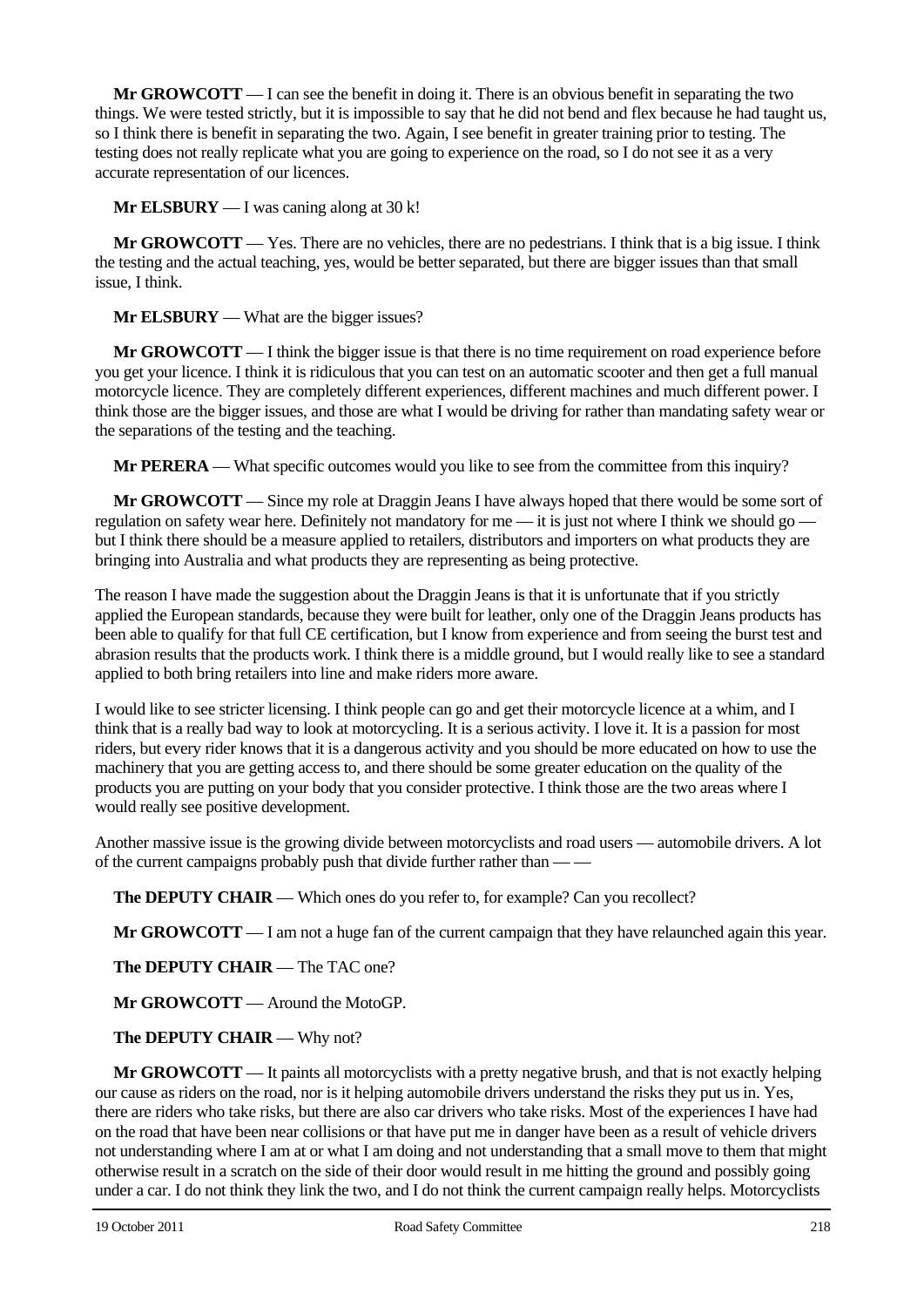**Mr GROWCOTT** — I can see the benefit in doing it. There is an obvious benefit in separating the two things. We were tested strictly, but it is impossible to say that he did not bend and flex because he had taught us, so I think there is benefit in separating the two. Again, I see benefit in greater training prior to testing. The testing does not really replicate what you are going to experience on the road, so I do not see it as a very accurate representation of our licences.

**Mr ELSBURY** — I was caning along at 30 k!

**Mr GROWCOTT** — Yes. There are no vehicles, there are no pedestrians. I think that is a big issue. I think the testing and the actual teaching, yes, would be better separated, but there are bigger issues than that small issue, I think.

**Mr ELSBURY** — What are the bigger issues?

**Mr GROWCOTT** — I think the bigger issue is that there is no time requirement on road experience before you get your licence. I think it is ridiculous that you can test on an automatic scooter and then get a full manual motorcycle licence. They are completely different experiences, different machines and much different power. I think those are the bigger issues, and those are what I would be driving for rather than mandating safety wear or the separations of the testing and the teaching.

**Mr PERERA** — What specific outcomes would you like to see from the committee from this inquiry?

**Mr GROWCOTT** — Since my role at Draggin Jeans I have always hoped that there would be some sort of regulation on safety wear here. Definitely not mandatory for me — it is just not where I think we should go — but I think there should be a measure applied to retailers, distributors and importers on what products they are bringing into Australia and what products they are representing as being protective.

The reason I have made the suggestion about the Draggin Jeans is that it is unfortunate that if you strictly applied the European standards, because they were built for leather, only one of the Draggin Jeans products has been able to qualify for that full CE certification, but I know from experience and from seeing the burst test and abrasion results that the products work. I think there is a middle ground, but I would really like to see a standard applied to both bring retailers into line and make riders more aware.

I would like to see stricter licensing. I think people can go and get their motorcycle licence at a whim, and I think that is a really bad way to look at motorcycling. It is a serious activity. I love it. It is a passion for most riders, but every rider knows that it is a dangerous activity and you should be more educated on how to use the machinery that you are getting access to, and there should be some greater education on the quality of the products you are putting on your body that you consider protective. I think those are the two areas where I would really see positive development.

Another massive issue is the growing divide between motorcyclists and road users — automobile drivers. A lot of the current campaigns probably push that divide further rather than — —

**The DEPUTY CHAIR** — Which ones do you refer to, for example? Can you recollect?

**Mr GROWCOTT** — I am not a huge fan of the current campaign that they have relaunched again this year.

**The DEPUTY CHAIR** — The TAC one?

**Mr GROWCOTT** — Around the MotoGP.

**The DEPUTY CHAIR** — Why not?

**Mr GROWCOTT** — It paints all motorcyclists with a pretty negative brush, and that is not exactly helping our cause as riders on the road, nor is it helping automobile drivers understand the risks they put us in. Yes, there are riders who take risks, but there are also car drivers who take risks. Most of the experiences I have had on the road that have been near collisions or that have put me in danger have been as a result of vehicle drivers not understanding where I am at or what I am doing and not understanding that a small move to them that might otherwise result in a scratch on the side of their door would result in me hitting the ground and possibly going under a car. I do not think they link the two, and I do not think the current campaign really helps. Motorcyclists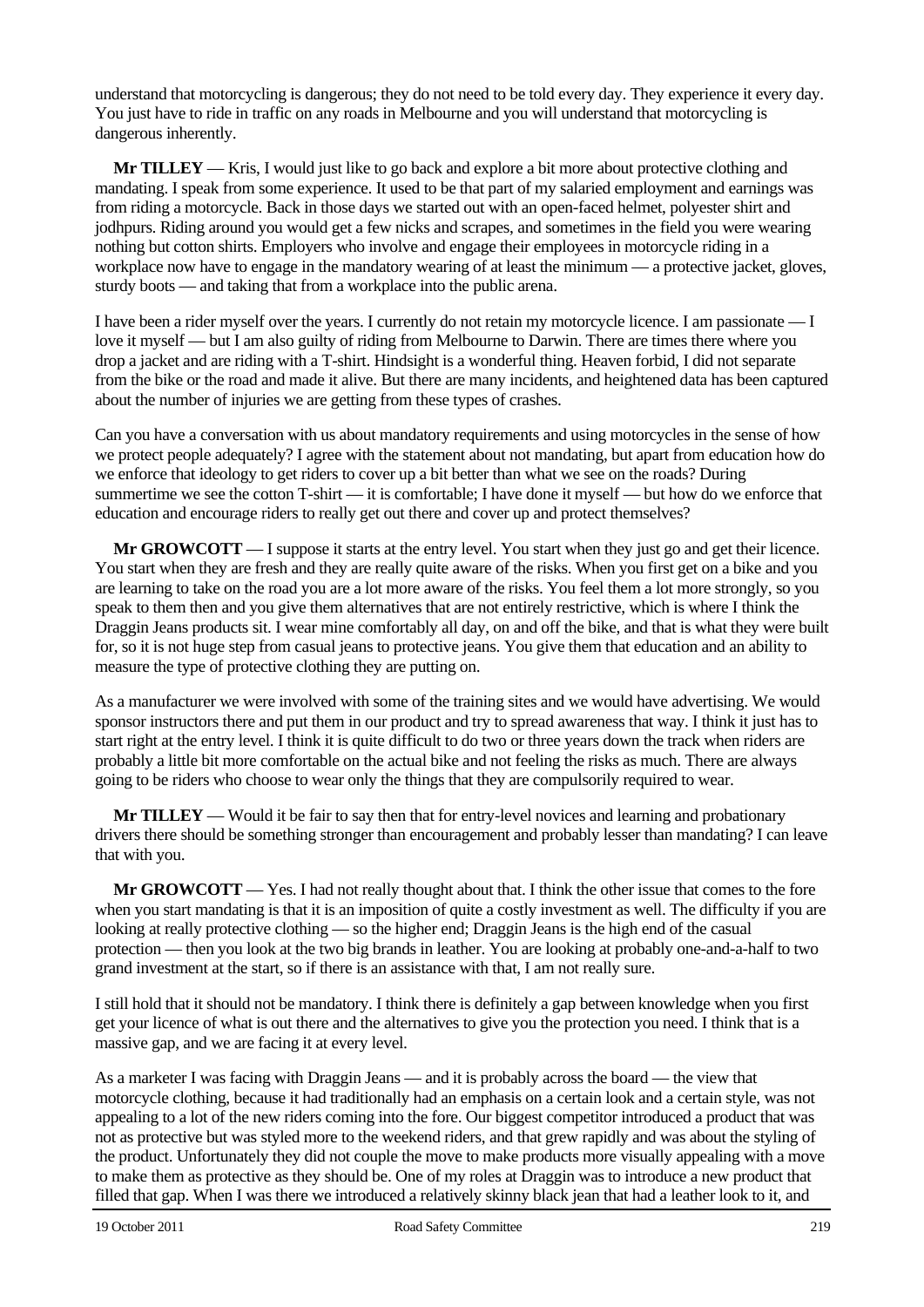understand that motorcycling is dangerous; they do not need to be told every day. They experience it every day. You just have to ride in traffic on any roads in Melbourne and you will understand that motorcycling is dangerous inherently.

**Mr TILLEY** — Kris, I would just like to go back and explore a bit more about protective clothing and mandating. I speak from some experience. It used to be that part of my salaried employment and earnings was from riding a motorcycle. Back in those days we started out with an open-faced helmet, polyester shirt and jodhpurs. Riding around you would get a few nicks and scrapes, and sometimes in the field you were wearing nothing but cotton shirts. Employers who involve and engage their employees in motorcycle riding in a workplace now have to engage in the mandatory wearing of at least the minimum — a protective jacket, gloves, sturdy boots — and taking that from a workplace into the public arena.

I have been a rider myself over the years. I currently do not retain my motorcycle licence. I am passionate — I love it myself — but I am also guilty of riding from Melbourne to Darwin. There are times there where you drop a jacket and are riding with a T-shirt. Hindsight is a wonderful thing. Heaven forbid, I did not separate from the bike or the road and made it alive. But there are many incidents, and heightened data has been captured about the number of injuries we are getting from these types of crashes.

Can you have a conversation with us about mandatory requirements and using motorcycles in the sense of how we protect people adequately? I agree with the statement about not mandating, but apart from education how do we enforce that ideology to get riders to cover up a bit better than what we see on the roads? During summertime we see the cotton T-shirt — it is comfortable; I have done it myself — but how do we enforce that education and encourage riders to really get out there and cover up and protect themselves?

**Mr GROWCOTT** — I suppose it starts at the entry level. You start when they just go and get their licence. You start when they are fresh and they are really quite aware of the risks. When you first get on a bike and you are learning to take on the road you are a lot more aware of the risks. You feel them a lot more strongly, so you speak to them then and you give them alternatives that are not entirely restrictive, which is where I think the Draggin Jeans products sit. I wear mine comfortably all day, on and off the bike, and that is what they were built for, so it is not huge step from casual jeans to protective jeans. You give them that education and an ability to measure the type of protective clothing they are putting on.

As a manufacturer we were involved with some of the training sites and we would have advertising. We would sponsor instructors there and put them in our product and try to spread awareness that way. I think it just has to start right at the entry level. I think it is quite difficult to do two or three years down the track when riders are probably a little bit more comfortable on the actual bike and not feeling the risks as much. There are always going to be riders who choose to wear only the things that they are compulsorily required to wear.

**Mr TILLEY** — Would it be fair to say then that for entry-level novices and learning and probationary drivers there should be something stronger than encouragement and probably lesser than mandating? I can leave that with you.

**Mr GROWCOTT** — Yes. I had not really thought about that. I think the other issue that comes to the fore when you start mandating is that it is an imposition of quite a costly investment as well. The difficulty if you are looking at really protective clothing — so the higher end; Draggin Jeans is the high end of the casual protection — then you look at the two big brands in leather. You are looking at probably one-and-a-half to two grand investment at the start, so if there is an assistance with that, I am not really sure.

I still hold that it should not be mandatory. I think there is definitely a gap between knowledge when you first get your licence of what is out there and the alternatives to give you the protection you need. I think that is a massive gap, and we are facing it at every level.

As a marketer I was facing with Draggin Jeans — and it is probably across the board — the view that motorcycle clothing, because it had traditionally had an emphasis on a certain look and a certain style, was not appealing to a lot of the new riders coming into the fore. Our biggest competitor introduced a product that was not as protective but was styled more to the weekend riders, and that grew rapidly and was about the styling of the product. Unfortunately they did not couple the move to make products more visually appealing with a move to make them as protective as they should be. One of my roles at Draggin was to introduce a new product that filled that gap. When I was there we introduced a relatively skinny black jean that had a leather look to it, and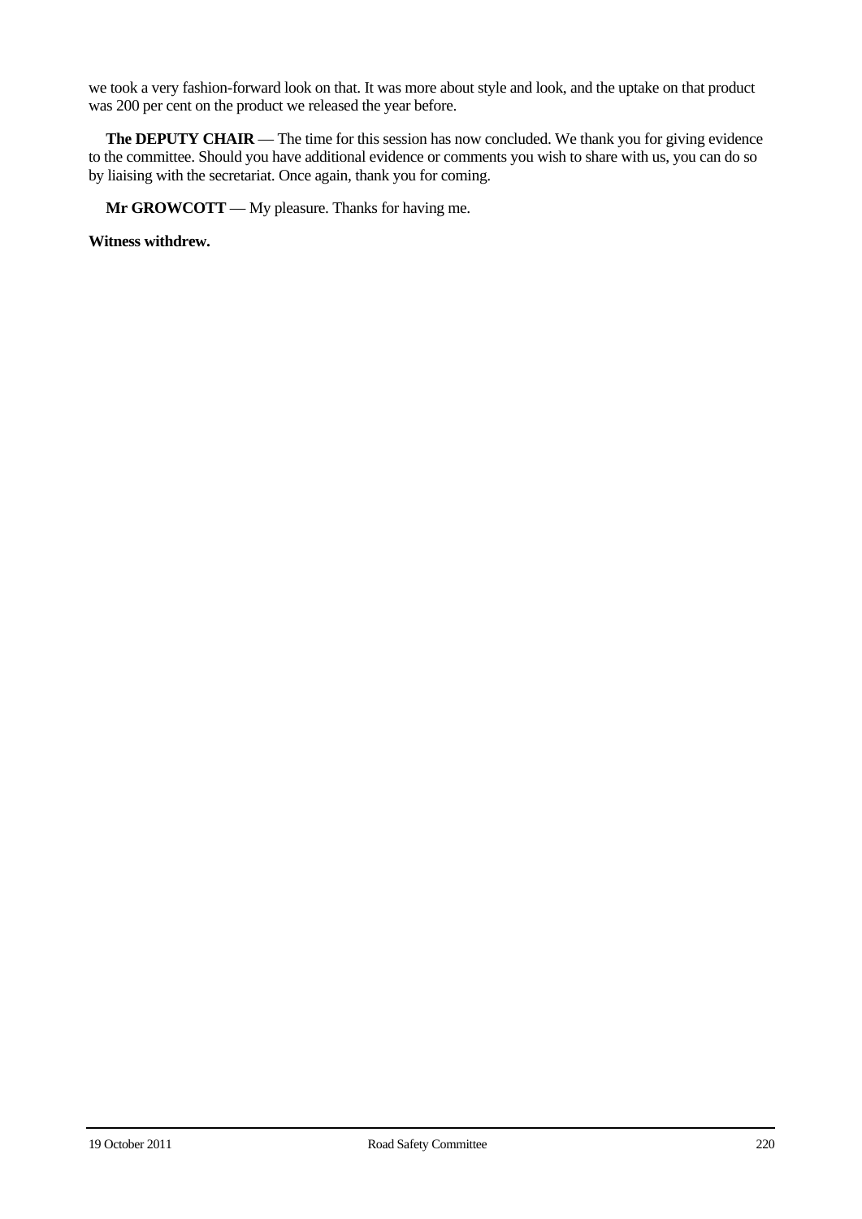we took a very fashion-forward look on that. It was more about style and look, and the uptake on that product was 200 per cent on the product we released the year before.

**The DEPUTY CHAIR** — The time for this session has now concluded. We thank you for giving evidence to the committee. Should you have additional evidence or comments you wish to share with us, you can do so by liaising with the secretariat. Once again, thank you for coming.

**Mr GROWCOTT** — My pleasure. Thanks for having me.

**Witness withdrew.**